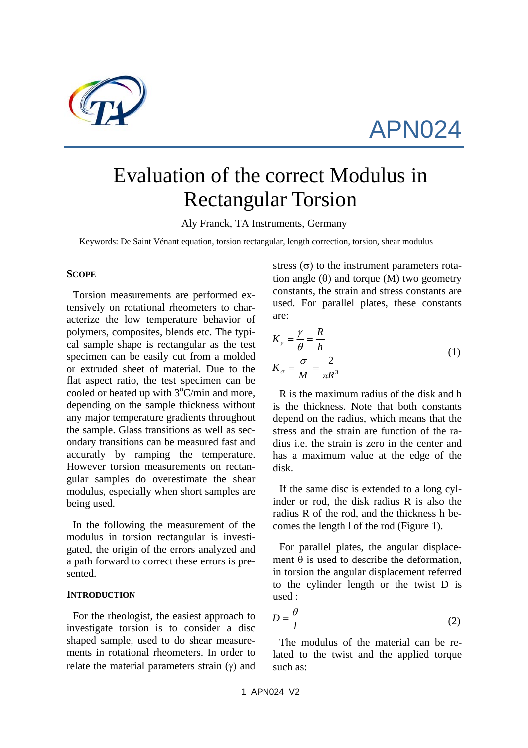APN024

# Evaluation of the correct Modulus in Rectangular Torsion

Aly Franck, TA Instruments, Germany

Keywords: De Saint Vénant equation, torsion rectangular, length correction, torsion, shear modulus

## SCOPE

Torsion measurements are performed extensively on rotational rheometers to characterize the low temperature behavior of polymers, composites, blends etc. The typical sample shape is rectangular as the test specimen can be easily cut from a molded or extruded sheet of material. Due to the flat aspect ratio, the test specimen can be cooled or heated up with $3^{o}$C/min and more, depending on the sample thickness without any major temperature gradients throughout the sample. Glass transitions as well as secondary transitions can be measured fast and accuratly by ramping the temperature. However torsion measurements on rectangular samples do overestimate the shear modulus, especially when short samples are being used.

In the following the measurement of the modulus in torsion rectangular is investigated, the origin of the errors analyzed and a path forward to correct these errors is presented.

## INTRODUCTION

For the rheologist, the easiest approach to investigate torsion is to consider a disc shaped sample, used to do shear measurements in rotational rheometers. In order to relate the material parameters strain ($\gamma$) and stress ($\sigma$) to the instrument parameters rotation angle ($\theta$) and torque (M) two geometry constants, the strain and stress constants are used. For parallel plates, these constants are:

$$K_{\gamma} = \frac{\gamma}{\theta} = \frac{R}{h}$$
$$K_{\sigma} = \frac{\sigma}{M} = \frac{2}{\pi R^{3}} \tag{1}$$

R is the maximum radius of the disk and h is the thickness. Note that both constants depend on the radius, which means that the stress and the strain are function of the radius i.e. the strain is zero in the center and has a maximum value at the edge of the disk.

If the same disc is extended to a long cylinder or rod, the disk radius R is also the radius R of the rod, and the thickness h becomes the length l of the rod (Figure 1).

For parallel plates, the angular displacement $\theta$ is used to describe the deformation, in torsion the angular displacement referred to the cylinder length or the twist D is used :

$$D = \frac{\theta}{l} \tag{2}$$

The modulus of the material can be related to the twist and the applied torque such as: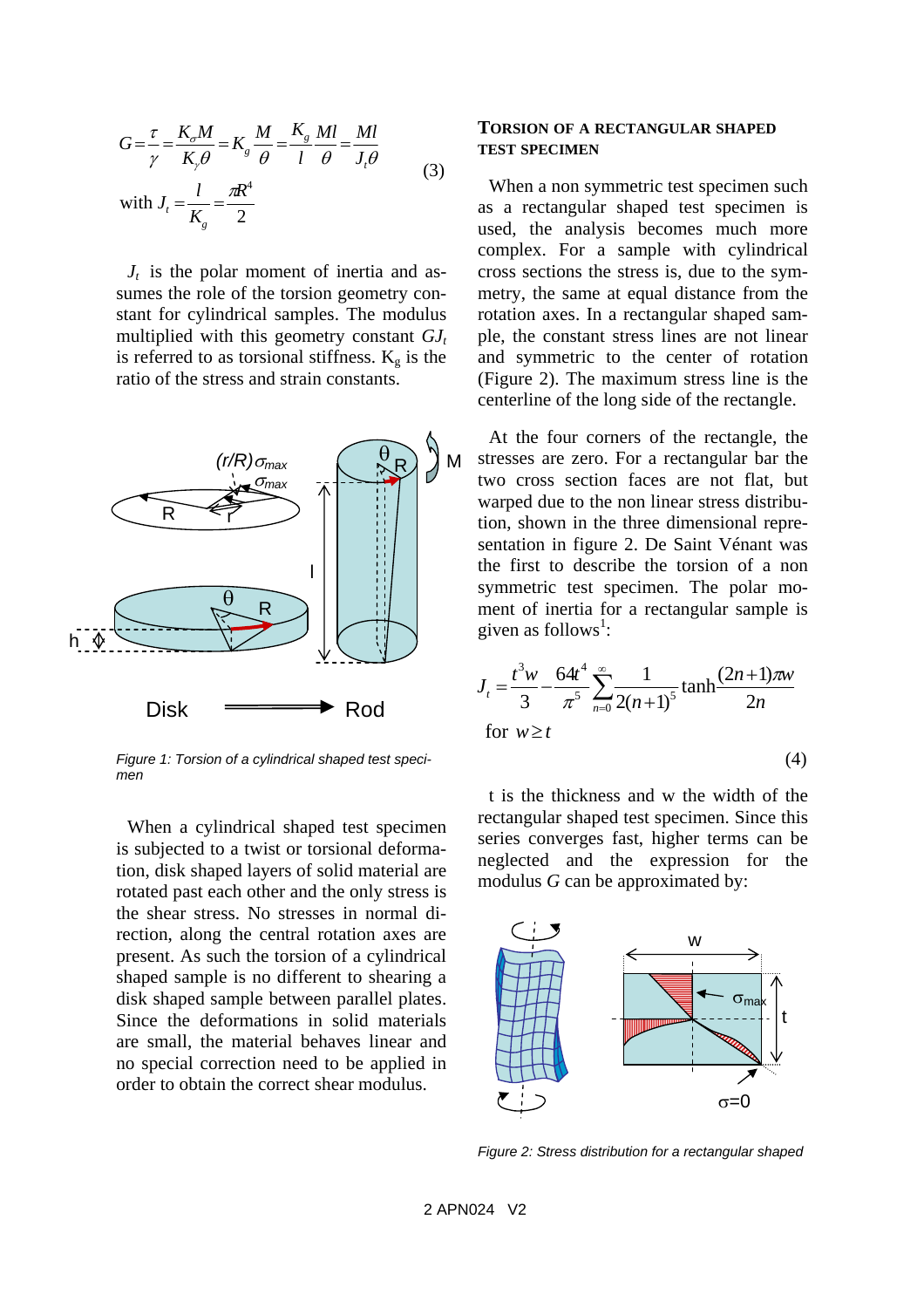$$G = \frac{\tau}{\gamma} = \frac{K_\sigma M}{K_\gamma \theta} = K_g \frac{M}{\theta} = \frac{K_g}{l}\frac{Ml}{\theta} = \frac{Ml}{J_t \theta} \tag{3}$$

$$\text{with } J_t = \frac{l}{K_g} = \frac{\pi R^4}{2}$$

$J_t$ is the polar moment of inertia and assumes the role of the torsion geometry constant for cylindrical samples. The modulus multiplied with this geometry constant $GJ_t$ is referred to as torsional stiffness. $K_g$ is the ratio of the stress and strain constants.

(r/R)σmax
σmax
R
r
θ
R
M
l
θ
R
h
Disk
Rod

*Figure 1: Torsion of a cylindrical shaped test specimen*

When a cylindrical shaped test specimen is subjected to a twist or torsional deformation, disk shaped layers of solid material are rotated past each other and the only stress is the shear stress. No stresses in normal direction, along the central rotation axes are present. As such the torsion of a cylindrical shaped sample is no different to shearing a disk shaped sample between parallel plates. Since the deformations in solid materials are small, the material behaves linear and no special correction need to be applied in order to obtain the correct shear modulus.

## TORSION OF A RECTANGULAR SHAPED TEST SPECIMEN

When a non symmetric test specimen such as a rectangular shaped test specimen is used, the analysis becomes much more complex. For a sample with cylindrical cross sections the stress is, due to the symmetry, the same at equal distance from the rotation axes. In a rectangular shaped sample, the constant stress lines are not linear and symmetric to the center of rotation (Figure 2). The maximum stress line is the centerline of the long side of the rectangle.

At the four corners of the rectangle, the stresses are zero. For a rectangular bar the two cross section faces are not flat, but warped due to the non linear stress distribution, shown in the three dimensional representation in figure 2. De Saint Vénant was the first to describe the torsion of a non symmetric test specimen. The polar moment of inertia for a rectangular sample is given as follows[1]:

$$J_t = \frac{t^3 w}{3} - \frac{64 t^4}{\pi^5} \sum_{n=0}^{\infty} \frac{1}{2(n+1)^5} \tanh \frac{(2n+1)\pi w}{2n}$$

$$\text{for } w \geq t \tag{4}$$

t is the thickness and w the width of the rectangular shaped test specimen. Since this series converges fast, higher terms can be neglected and the expression for the modulus $G$ can be approximated by:

w
σmax
t
σ=0

*Figure 2: Stress distribution for a rectangular shaped*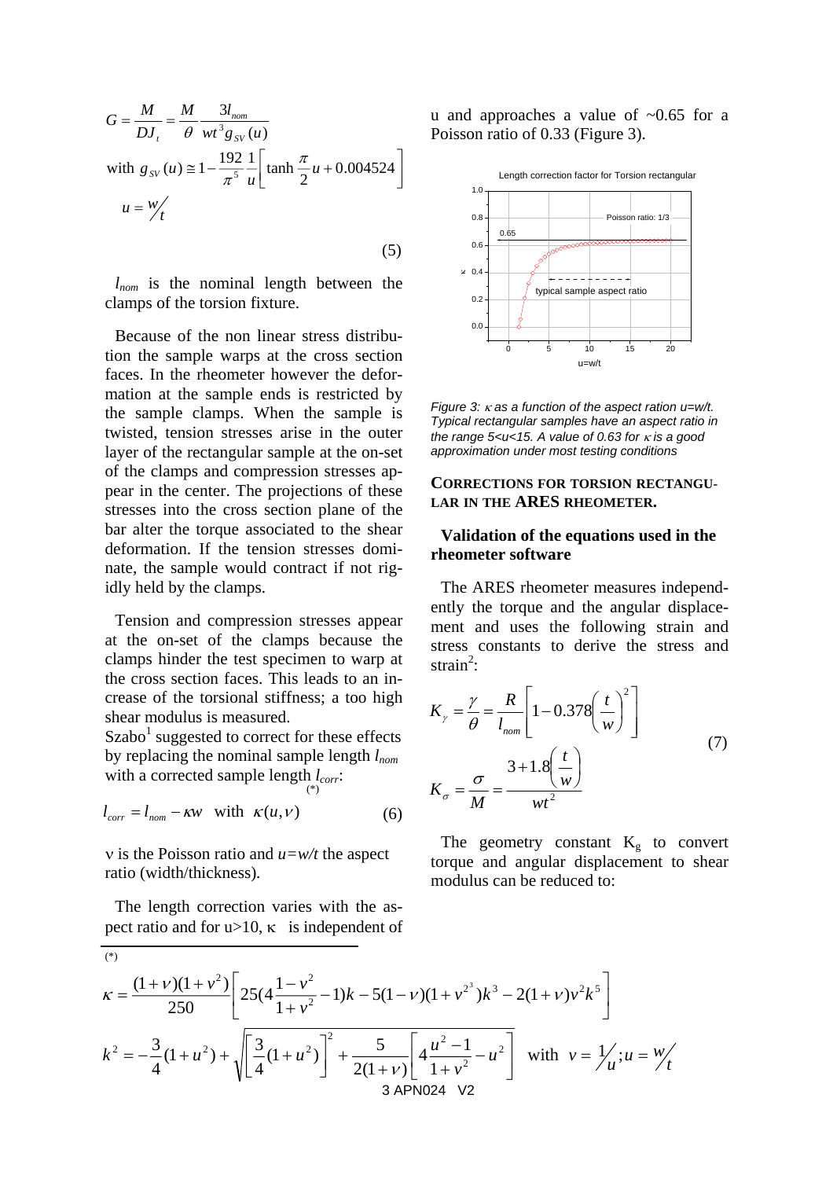$$G = \frac{M}{DJ_t} = \frac{M}{\theta}\frac{3l_{nom}}{wt^3 g_{SV}(u)}$$

$$\text{with } g_{SV}(u) \cong 1 - \frac{192}{\pi^5}\frac{1}{u}\left[\tanh\frac{\pi}{2}u + 0.004524\right]$$

$$u = w/t \tag{5}$$

$l_{nom}$ is the nominal length between the clamps of the torsion fixture.

Because of the non linear stress distribution the sample warps at the cross section faces. In the rheometer however the deformation at the sample ends is restricted by the sample clamps. When the sample is twisted, tension stresses arise in the outer layer of the rectangular sample at the on-set of the clamps and compression stresses appear in the center. The projections of these stresses into the cross section plane of the bar alter the torque associated to the shear deformation. If the tension stresses dominate, the sample would contract if not rigidly held by the clamps.

Tension and compression stresses appear at the on-set of the clamps because the clamps hinder the test specimen to warp at the cross section faces. This leads to an increase of the torsional stiffness; a too high shear modulus is measured.
Szabo[1] suggested to correct for these effects by replacing the nominal sample length $l_{nom}$ with a corrected sample length $l_{corr}$:

$$l_{corr} = l_{nom} - \kappa w \quad \text{with} \quad \underset{(*)}{\kappa(u,\nu)} \tag{6}$$

ν is the Poisson ratio and $u=w/t$ the aspect ratio (width/thickness).

The length correction varies with the aspect ratio and for u>10, κ is independent of u and approaches a value of ~0.65 for a Poisson ratio of 0.33 (Figure 3).

Length correction factor for Torsion rectangular

Poisson ratio: 1/3

0.65

typical sample aspect ratio

κ

u=w/t

1.0
0.8
0.6
0.4
0.2
0.0

0 5 10 15 20

*Figure 3: κ as a function of the aspect ration u=w/t. Typical rectangular samples have an aspect ratio in the range 5<u<15. A value of 0.63 for κ is a good approximation under most testing conditions*

## CORRECTIONS FOR TORSION RECTANGULAR IN THE ARES RHEOMETER.

### Validation of the equations used in the rheometer software

The ARES rheometer measures independently the torque and the angular displacement and uses the following strain and stress constants to derive the stress and strain[2]:

$$K_\gamma = \frac{\gamma}{\theta} = \frac{R}{l_{nom}}\left[1 - 0.378\left(\frac{t}{w}\right)^2\right]$$

$$K_\sigma = \frac{\sigma}{M} = \frac{3 + 1.8\left(\frac{t}{w}\right)}{wt^2} \tag{7}$$

The geometry constant $K_g$ to convert torque and angular displacement to shear modulus can be reduced to:

---

(*)

$$\kappa = \frac{(1+\nu)(1+v^2)}{250}\left[25\left(4\frac{1-v^2}{1+v^2} - 1\right)k - 5(1-\nu)(1+v^{2^3})k^3 - 2(1+\nu)v^2k^5\right]$$

$$k^2 = -\frac{3}{4}(1+u^2) + \sqrt{\left[\frac{3}{4}(1+u^2)\right]^2 + \frac{5}{2(1+\nu)}\left[4\frac{u^2-1}{1+v^2} - u^2\right]} \quad \text{with} \quad v = 1/u;\, u = w/t$$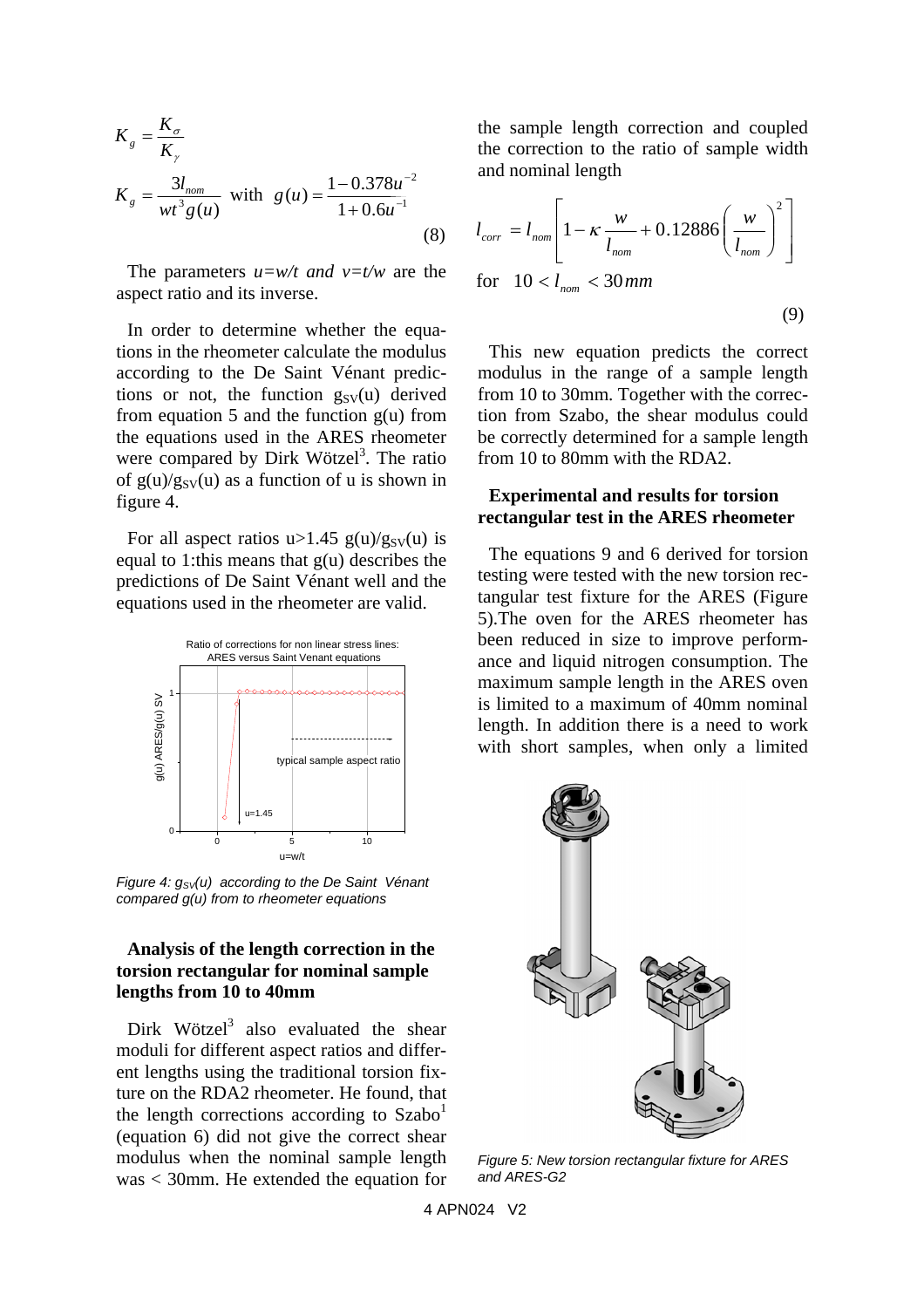$$K_g = \frac{K_\sigma}{K_\gamma}$$

$$K_g = \frac{3 l_{nom}}{w t^3 g(u)} \quad \text{with} \quad g(u) = \frac{1 - 0.378 u^{-2}}{1 + 0.6 u^{-1}} \tag{8}$$

The parameters *u=w/t and v=t/w* are the aspect ratio and its inverse.

In order to determine whether the equations in the rheometer calculate the modulus according to the De Saint Vénant predictions or not, the function $g_{SV}(u)$ derived from equation 5 and the function g(u) from the equations used in the ARES rheometer were compared by Dirk Wötzel[3]. The ratio of $g(u)/g_{SV}(u)$ as a function of u is shown in figure 4.

For all aspect ratios u>1.45 $g(u)/g_{SV}(u)$ is equal to 1:this means that g(u) describes the predictions of De Saint Vénant well and the equations used in the rheometer are valid.

Ratio of corrections for non linear stress lines: ARES versus Saint Venant equations

g(u) ARES/g(u) SV

1

0

0

5

10

u=w/t

typical sample aspect ratio

u=1.45

*Figure 4: $g_{SV}(u)$ according to the De Saint Vénant compared g(u) from to rheometer equations*

## Analysis of the length correction in the torsion rectangular for nominal sample lengths from 10 to 40mm

Dirk Wötzel[3] also evaluated the shear moduli for different aspect ratios and different lengths using the traditional torsion fixture on the RDA2 rheometer. He found, that the length corrections according to Szabo[1] (equation 6) did not give the correct shear modulus when the nominal sample length was < 30mm. He extended the equation for the sample length correction and coupled the correction to the ratio of sample width and nominal length

$$l_{corr} = l_{nom}\left[1 - \kappa \frac{w}{l_{nom}} + 0.12886\left(\frac{w}{l_{nom}}\right)^2\right]$$

$$\text{for} \quad 10 < l_{nom} < 30\,mm \tag{9}$$

This new equation predicts the correct modulus in the range of a sample length from 10 to 30mm. Together with the correction from Szabo, the shear modulus could be correctly determined for a sample length from 10 to 80mm with the RDA2.

## Experimental and results for torsion rectangular test in the ARES rheometer

The equations 9 and 6 derived for torsion testing were tested with the new torsion rectangular test fixture for the ARES (Figure 5).The oven for the ARES rheometer has been reduced in size to improve performance and liquid nitrogen consumption. The maximum sample length in the ARES oven is limited to a maximum of 40mm nominal length. In addition there is a need to work with short samples, when only a limited

*Figure 5: New torsion rectangular fixture for ARES and ARES-G2*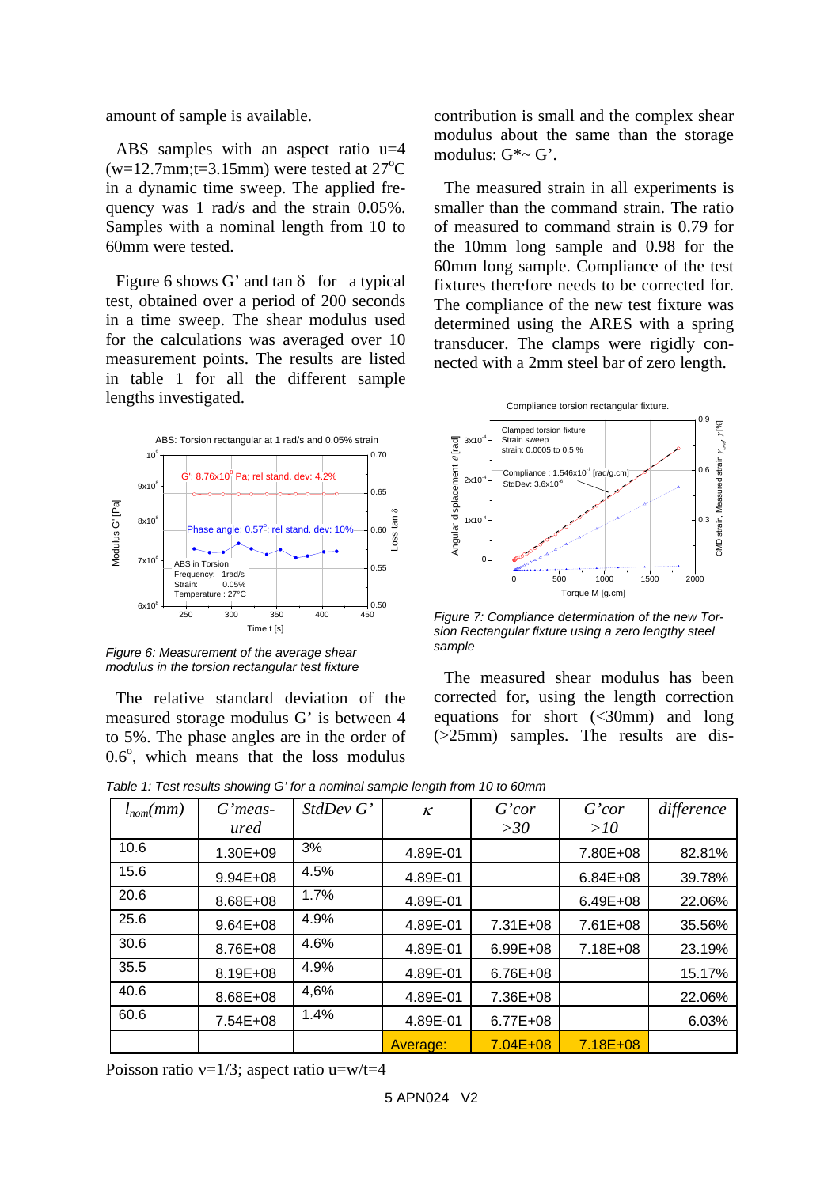amount of sample is available.

ABS samples with an aspect ratio u=4 (w=12.7mm;t=3.15mm) were tested at 27°C in a dynamic time sweep. The applied frequency was 1 rad/s and the strain 0.05%. Samples with a nominal length from 10 to 60mm were tested.

Figure 6 shows G' and tan δ for a typical test, obtained over a period of 200 seconds in a time sweep. The shear modulus used for the calculations was averaged over 10 measurement points. The results are listed in table 1 for all the different sample lengths investigated.

ABS: Torsion rectangular at 1 rad/s and 0.05% strain

G': 8.76x10^8 Pa; rel stand. dev: 4.2%

Phase angle: 0.57°; rel stand. dev: 10%

ABS in Torsion
Frequency: 1rad/s
Strain: 0.05%
Temperature : 27°C

Modulus G' [Pa]

Loss tan δ

Time t [s]

Figure 6: Measurement of the average shear modulus in the torsion rectangular test fixture

The relative standard deviation of the measured storage modulus G' is between 4 to 5%. The phase angles are in the order of 0.6°, which means that the loss modulus contribution is small and the complex shear modulus about the same than the storage modulus: G*~ G'.

The measured strain in all experiments is smaller than the command strain. The ratio of measured to command strain is 0.79 for the 10mm long sample and 0.98 for the 60mm long sample. Compliance of the test fixtures therefore needs to be corrected for. The compliance of the new test fixture was determined using the ARES with a spring transducer. The clamps were rigidly connected with a 2mm steel bar of zero length.

Compliance torsion rectangular fixture.

Clamped torsion fixture
Strain sweep
strain: 0.0005 to 0.5 %

Compliance : 1.546x10^-7 [rad/g.cm]
StdDev: 3.6x10^-9

Angular displacement θ [rad]

CMD strain, Measured strain $\gamma_{cmd}$, γ [%]

Torque M [g.cm]

Figure 7: Compliance determination of the new Torsion Rectangular fixture using a zero lengthy steel sample

The measured shear modulus has been corrected for, using the length correction equations for short (<30mm) and long (>25mm) samples. The results are dis-

Table 1: Test results showing G' for a nominal sample length from 10 to 60mm

| $l_{nom}$(mm) | G'measured | StdDev G' | κ | G'cor >30 | G'cor >10 | difference |
|---|---|---|---|---|---|---|
| 10.6 | 1.30E+09 | 3% | 4.89E-01 | | 7.80E+08 | 82.81% |
| 15.6 | 9.94E+08 | 4.5% | 4.89E-01 | | 6.84E+08 | 39.78% |
| 20.6 | 8.68E+08 | 1.7% | 4.89E-01 | | 6.49E+08 | 22.06% |
| 25.6 | 9.64E+08 | 4.9% | 4.89E-01 | 7.31E+08 | 7.61E+08 | 35.56% |
| 30.6 | 8.76E+08 | 4.6% | 4.89E-01 | 6.99E+08 | 7.18E+08 | 23.19% |
| 35.5 | 8.19E+08 | 4.9% | 4.89E-01 | 6.76E+08 | | 15.17% |
| 40.6 | 8.68E+08 | 4,6% | 4.89E-01 | 7.36E+08 | | 22.06% |
| 60.6 | 7.54E+08 | 1.4% | 4.89E-01 | 6.77E+08 | | 6.03% |
| | | | Average: | 7.04E+08 | 7.18E+08 | |

Poisson ratio ν=1/3; aspect ratio u=w/t=4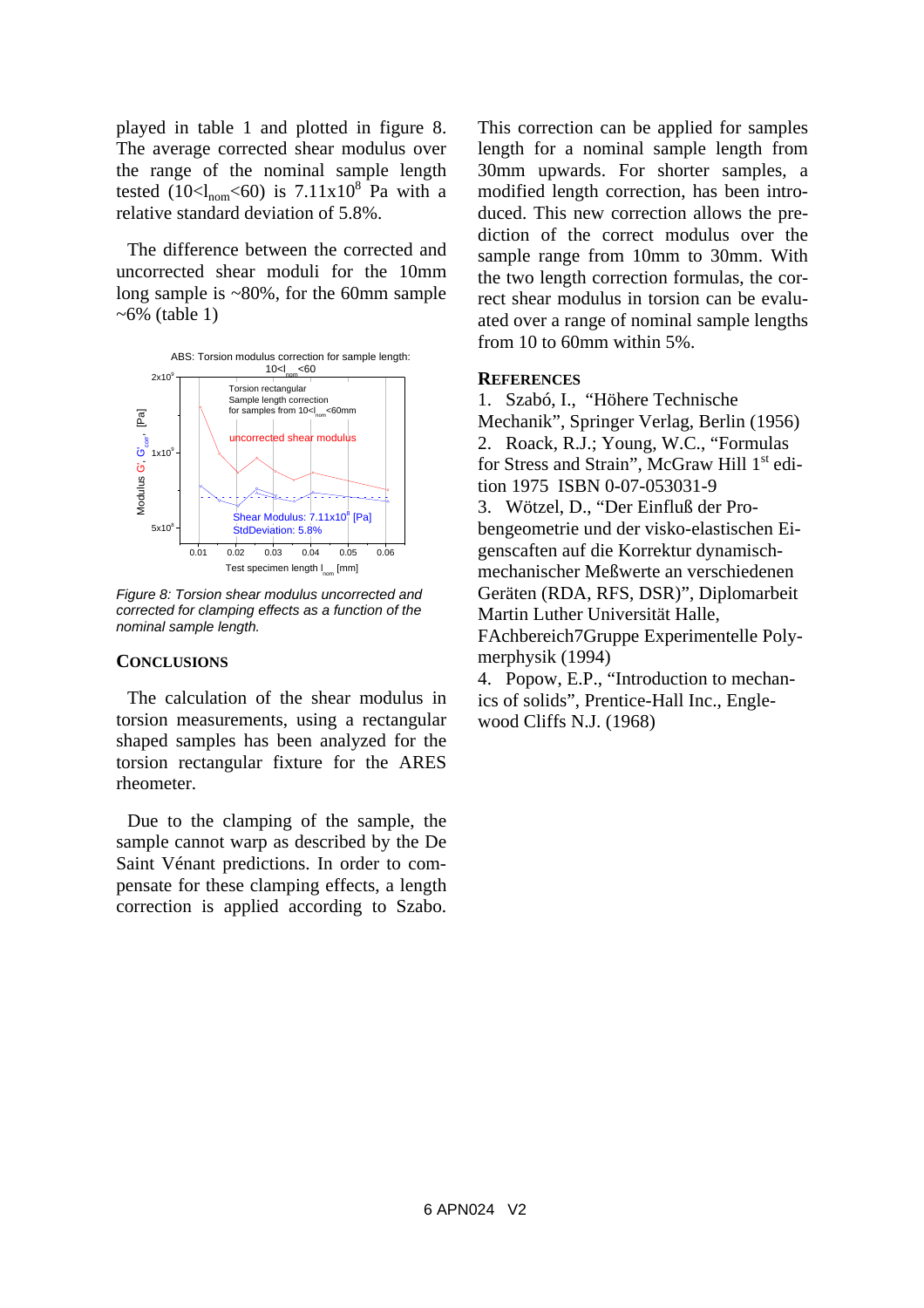played in table 1 and plotted in figure 8. The average corrected shear modulus over the range of the nominal sample length tested ($10<l_{nom}<60$) is $7.11 \times 10^8$ Pa with a relative standard deviation of 5.8%.

The difference between the corrected and uncorrected shear moduli for the 10mm long sample is ~80%, for the 60mm sample ~6% (table 1)

ABS: Torsion modulus correction for sample length: $10<l_{nom}<60$

Torsion rectangular
Sample length correction
for samples from $10<l_{nom}<60$mm

uncorrected shear modulus

Shear Modulus: $7.11 \times 10^8$ [Pa]
StdDeviation: 5.8%

Modulus G', $G'_{cor}$, [Pa]

2x10$^9$
1x10$^9$
5x10$^8$

0.01 0.02 0.03 0.04 0.05 0.06

Test specimen length $l_{nom}$ [mm]

*Figure 8: Torsion shear modulus uncorrected and corrected for clamping effects as a function of the nominal sample length.*

## CONCLUSIONS

The calculation of the shear modulus in torsion measurements, using a rectangular shaped samples has been analyzed for the torsion rectangular fixture for the ARES rheometer.

Due to the clamping of the sample, the sample cannot warp as described by the De Saint Vénant predictions. In order to compensate for these clamping effects, a length correction is applied according to Szabo. This correction can be applied for samples length for a nominal sample length from 30mm upwards. For shorter samples, a modified length correction, has been introduced. This new correction allows the prediction of the correct modulus over the sample range from 10mm to 30mm. With the two length correction formulas, the correct shear modulus in torsion can be evaluated over a range of nominal sample lengths from 10 to 60mm within 5%.

## REFERENCES

1. Szabó, I., "Höhere Technische Mechanik", Springer Verlag, Berlin (1956)
2. Roack, R.J.; Young, W.C., "Formulas for Stress and Strain", McGraw Hill 1st edition 1975 ISBN 0-07-053031-9
3. Wötzel, D., "Der Einfluß der Probengeometrie und der visko-elastischen Eigenscaften auf die Korrektur dynamisch-mechanischer Meßwerte an verschiedenen Geräten (RDA, RFS, DSR)", Diplomarbeit Martin Luther Universität Halle, FAchbereich7Gruppe Experimentelle Polymerphysik (1994)
4. Popow, E.P., "Introduction to mechanics of solids", Prentice-Hall Inc., Englewood Cliffs N.J. (1968)